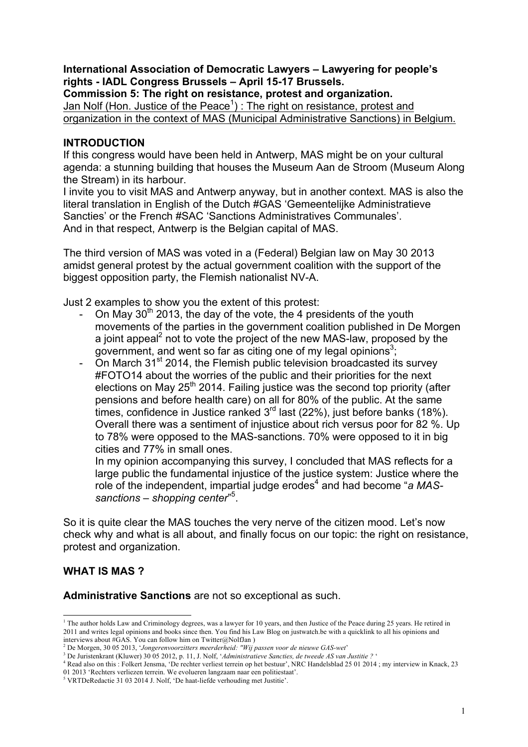**International Association of Democratic Lawyers – Lawyering for people's rights - IADL Congress Brussels – April 15-17 Brussels.**
**Commission 5: The right on resistance, protest and organization.**
Jan Nolf (Hon. Justice of the Peace[1]) : The right on resistance, protest and organization in the context of MAS (Municipal Administrative Sanctions) in Belgium.

## INTRODUCTION

If this congress would have been held in Antwerp, MAS might be on your cultural agenda: a stunning building that houses the Museum Aan de Stroom (Museum Along the Stream) in its harbour.
I invite you to visit MAS and Antwerp anyway, but in another context. MAS is also the literal translation in English of the Dutch #GAS 'Gemeentelijke Administratieve Sancties' or the French #SAC 'Sanctions Administratives Communales'.
And in that respect, Antwerp is the Belgian capital of MAS.

The third version of MAS was voted in a (Federal) Belgian law on May 30 2013 amidst general protest by the actual government coalition with the support of the biggest opposition party, the Flemish nationalist NV-A.

Just 2 examples to show you the extent of this protest:

- On May 30th 2013, the day of the vote, the 4 presidents of the youth movements of the parties in the government coalition published in De Morgen a joint appeal[2] not to vote the project of the new MAS-law, proposed by the government, and went so far as citing one of my legal opinions[3];
- On March 31st 2014, the Flemish public television broadcasted its survey #FOTO14 about the worries of the public and their priorities for the next elections on May 25th 2014. Failing justice was the second top priority (after pensions and before health care) on all for 80% of the public. At the same times, confidence in Justice ranked 3rd last (22%), just before banks (18%). Overall there was a sentiment of injustice about rich versus poor for 82 %. Up to 78% were opposed to the MAS-sanctions. 70% were opposed to it in big cities and 77% in small ones.
  In my opinion accompanying this survey, I concluded that MAS reflects for a large public the fundamental injustice of the justice system: Justice where the role of the independent, impartial judge erodes[4] and had become "*a MAS-sanctions – shopping center*"[5].

So it is quite clear the MAS touches the very nerve of the citizen mood. Let's now check why and what is all about, and finally focus on our topic: the right on resistance, protest and organization.

## WHAT IS MAS ?

**Administrative Sanctions** are not so exceptional as such.

---

[1] The author holds Law and Criminology degrees, was a lawyer for 10 years, and then Justice of the Peace during 25 years. He retired in 2011 and writes legal opinions and books since then. You find his Law Blog on justwatch.be with a quicklink to all his opinions and interviews about #GAS. You can follow him on Twitter@NolfJan )

[2] De Morgen, 30 05 2013, '*Jongerenvoorzitters meerderheid: "Wij passen voor de nieuwe GAS-wet*'

[3] De Juristenkrant (Kluwer) 30 05 2012, p. 11, J. Nolf, '*Administratieve Sancties, de tweede AS van Justitie ?* '

[4] Read also on this : Folkert Jensma, 'De rechter verliest terrein op het bestuur', NRC Handelsblad 25 01 2014 ; my interview in Knack, 23 01 2013 'Rechters verliezen terrein. We evolueren langzaam naar een politiestaat'.

[5] VRTDeRedactie 31 03 2014 J. Nolf, 'De haat-liefde verhouding met Justitie'.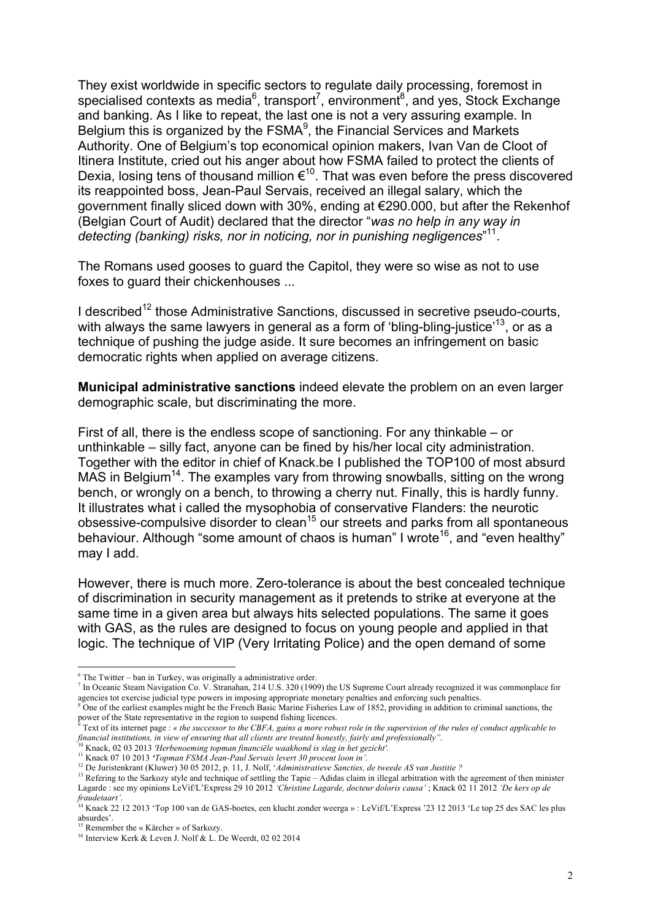They exist worldwide in specific sectors to regulate daily processing, foremost in specialised contexts as media[6], transport[7], environment[8], and yes, Stock Exchange and banking. As I like to repeat, the last one is not a very assuring example. In Belgium this is organized by the FSMA[9], the Financial Services and Markets Authority. One of Belgium's top economical opinion makers, Ivan Van de Cloot of Itinera Institute, cried out his anger about how FSMA failed to protect the clients of Dexia, losing tens of thousand million €[10]. That was even before the press discovered its reappointed boss, Jean-Paul Servais, received an illegal salary, which the government finally sliced down with 30%, ending at €290.000, but after the Rekenhof (Belgian Court of Audit) declared that the director "*was no help in any way in detecting (banking) risks, nor in noticing, nor in punishing negligences*"[11].

The Romans used gooses to guard the Capitol, they were so wise as not to use foxes to guard their chickenhouses ...

I described[12] those Administrative Sanctions, discussed in secretive pseudo-courts, with always the same lawyers in general as a form of 'bling-bling-justice'[13], or as a technique of pushing the judge aside. It sure becomes an infringement on basic democratic rights when applied on average citizens.

**Municipal administrative sanctions** indeed elevate the problem on an even larger demographic scale, but discriminating the more.

First of all, there is the endless scope of sanctioning. For any thinkable – or unthinkable – silly fact, anyone can be fined by his/her local city administration. Together with the editor in chief of Knack.be I published the TOP100 of most absurd MAS in Belgium[14]. The examples vary from throwing snowballs, sitting on the wrong bench, or wrongly on a bench, to throwing a cherry nut. Finally, this is hardly funny. It illustrates what i called the mysophobia of conservative Flanders: the neurotic obsessive-compulsive disorder to clean[15] our streets and parks from all spontaneous behaviour. Although "some amount of chaos is human" I wrote[16], and "even healthy" may I add.

However, there is much more. Zero-tolerance is about the best concealed technique of discrimination in security management as it pretends to strike at everyone at the same time in a given area but always hits selected populations. The same it goes with GAS, as the rules are designed to focus on young people and applied in that logic. The technique of VIP (Very Irritating Police) and the open demand of some

---

[6] The Twitter – ban in Turkey, was originally a administrative order.

[7] In Oceanic Steam Navigation Co. V. Stranahan, 214 U.S. 320 (1909) the US Supreme Court already recognized it was commonplace for agencies tot exercise judicial type powers in imposing appropriate monetary penalties and enforcing such penalties.

[8] One of the earliest examples might be the French Basic Marine Fisheries Law of 1852, providing in addition to criminal sanctions, the power of the State representative in the region to suspend fishing licences.

[9] Text of its internet page : *« the successor to the CBFA, gains a more robust role in the supervision of the rules of conduct applicable to financial institutions, in view of ensuring that all clients are treated honestly, fairly and professionally".*

[10] Knack, 02 03 2013 *'Herbenoeming topman financiële waakhond is slag in het gezicht'.*

[11] Knack 07 10 2013 *'Topman FSMA Jean-Paul Servais levert 30 procent loon in'.*

[12] De Juristenkrant (Kluwer) 30 05 2012, p. 11, J. Nolf, '*Administratieve Sancties, de tweede AS van Justitie ?*

[13] Refering to the Sarkozy style and technique of settling the Tapie – Adidas claim in illegal arbitration with the agreement of then minister Lagarde : see my opinions LeVif/L'Express 29 10 2012 *'Christine Lagarde, docteur doloris causa'* ; Knack 02 11 2012 *'De kers op de fraudetaart'.*

[14] Knack 22 12 2013 'Top 100 van de GAS-boetes, een klucht zonder weerga » : LeVif/L'Express '23 12 2013 'Le top 25 des SAC les plus absurdes'.

[15] Remember the « Kärcher » of Sarkozy.

[16] Interview Kerk & Leven J. Nolf & L. De Weerdt, 02 02 2014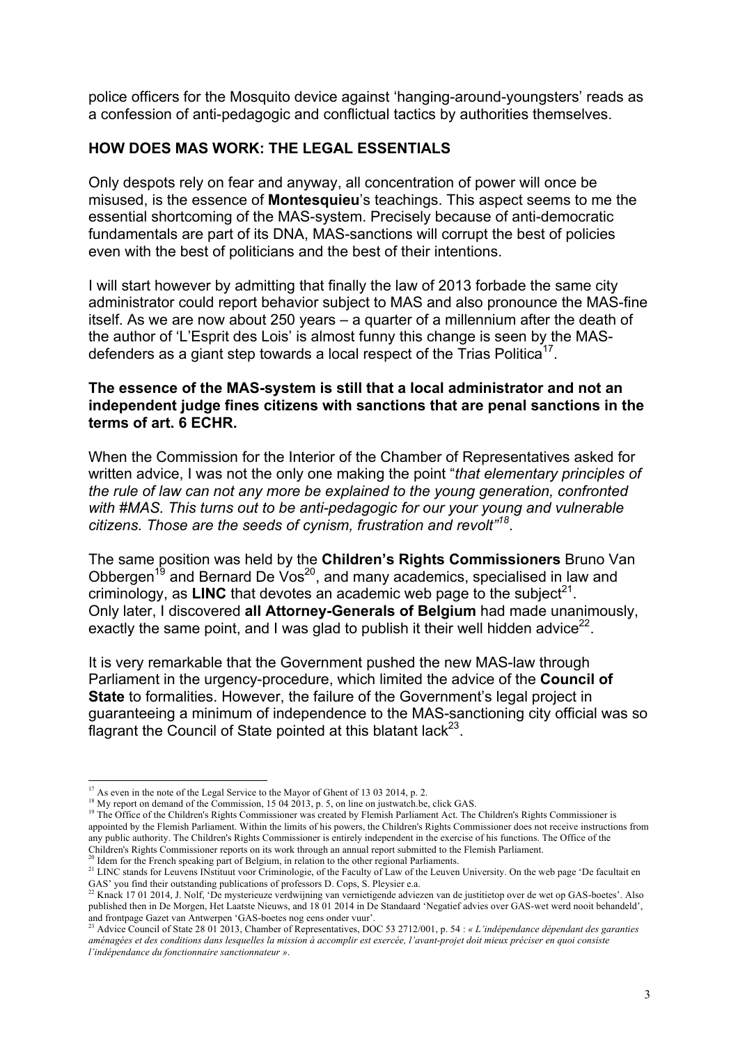police officers for the Mosquito device against 'hanging-around-youngsters' reads as a confession of anti-pedagogic and conflictual tactics by authorities themselves.

## HOW DOES MAS WORK: THE LEGAL ESSENTIALS

Only despots rely on fear and anyway, all concentration of power will once be misused, is the essence of **Montesquieu**'s teachings. This aspect seems to me the essential shortcoming of the MAS-system. Precisely because of anti-democratic fundamentals are part of its DNA, MAS-sanctions will corrupt the best of policies even with the best of politicians and the best of their intentions.

I will start however by admitting that finally the law of 2013 forbade the same city administrator could report behavior subject to MAS and also pronounce the MAS-fine itself. As we are now about 250 years – a quarter of a millennium after the death of the author of 'L'Esprit des Lois' is almost funny this change is seen by the MAS-defenders as a giant step towards a local respect of the Trias Politica[17].

**The essence of the MAS-system is still that a local administrator and not an independent judge fines citizens with sanctions that are penal sanctions in the terms of art. 6 ECHR.**

When the Commission for the Interior of the Chamber of Representatives asked for written advice, I was not the only one making the point "*that elementary principles of the rule of law can not any more be explained to the young generation, confronted with #MAS. This turns out to be anti-pedagogic for our your young and vulnerable citizens. Those are the seeds of cynism, frustration and revolt*"[18].

The same position was held by the **Children's Rights Commissioners** Bruno Van Obbergen[19] and Bernard De Vos[20], and many academics, specialised in law and criminology, as **LINC** that devotes an academic web page to the subject[21]. Only later, I discovered **all Attorney-Generals of Belgium** had made unanimously, exactly the same point, and I was glad to publish it their well hidden advice[22].

It is very remarkable that the Government pushed the new MAS-law through Parliament in the urgency-procedure, which limited the advice of the **Council of State** to formalities. However, the failure of the Government's legal project in guaranteeing a minimum of independence to the MAS-sanctioning city official was so flagrant the Council of State pointed at this blatant lack[23].

---

[17] As even in the note of the Legal Service to the Mayor of Ghent of 13 03 2014, p. 2.

[18] My report on demand of the Commission, 15 04 2013, p. 5, on line on justwatch.be, click GAS.

[19] The Office of the Children's Rights Commissioner was created by Flemish Parliament Act. The Children's Rights Commissioner is appointed by the Flemish Parliament. Within the limits of his powers, the Children's Rights Commissioner does not receive instructions from any public authority. The Children's Rights Commissioner is entirely independent in the exercise of his functions. The Office of the Children's Rights Commissioner reports on its work through an annual report submitted to the Flemish Parliament.

[20] Idem for the French speaking part of Belgium, in relation to the other regional Parliaments.

[21] LINC stands for Leuvens INstituut voor Criminologie, of the Faculty of Law of the Leuven University. On the web page 'De facultait en GAS' you find their outstanding publications of professors D. Cops, S. Pleysier e.a.

[22] Knack 17 01 2014, J. Nolf, 'De mysterieuze verdwijning van vernietigende adviezen van de justitietop over de wet op GAS-boetes'. Also published then in De Morgen, Het Laatste Nieuws, and 18 01 2014 in De Standaard 'Negatief advies over GAS-wet werd nooit behandeld', and frontpage Gazet van Antwerpen 'GAS-boetes nog eens onder vuur'.

[23] Advice Council of State 28 01 2013, Chamber of Representatives, DOC 53 2712/001, p. 54 : *« L'indépendance dépendant des garanties aménagées et des conditions dans lesquelles la mission à accomplir est exercée, l'avant-projet doit mieux préciser en quoi consiste l'indépendance du fonctionnaire sanctionnateur »*.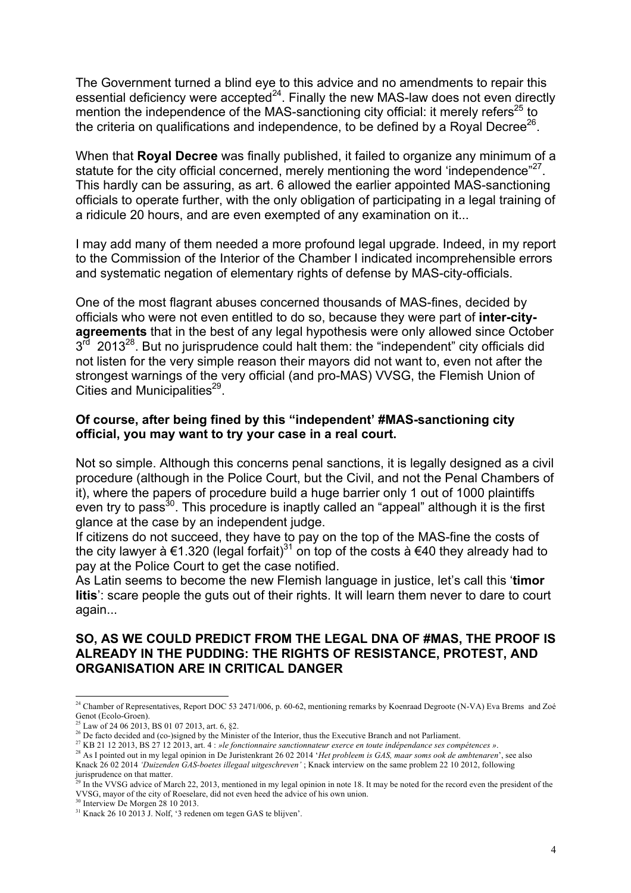The Government turned a blind eye to this advice and no amendments to repair this essential deficiency were accepted[24]. Finally the new MAS-law does not even directly mention the independence of the MAS-sanctioning city official: it merely refers[25] to the criteria on qualifications and independence, to be defined by a Royal Decree[26].

When that **Royal Decree** was finally published, it failed to organize any minimum of a statute for the city official concerned, merely mentioning the word 'independence"[27]. This hardly can be assuring, as art. 6 allowed the earlier appointed MAS-sanctioning officials to operate further, with the only obligation of participating in a legal training of a ridicule 20 hours, and are even exempted of any examination on it...

I may add many of them needed a more profound legal upgrade. Indeed, in my report to the Commission of the Interior of the Chamber I indicated incomprehensible errors and systematic negation of elementary rights of defense by MAS-city-officials.

One of the most flagrant abuses concerned thousands of MAS-fines, decided by officials who were not even entitled to do so, because they were part of **inter-city-agreements** that in the best of any legal hypothesis were only allowed since October 3rd 2013[28]. But no jurisprudence could halt them: the "independent" city officials did not listen for the very simple reason their mayors did not want to, even not after the strongest warnings of the very official (and pro-MAS) VVSG, the Flemish Union of Cities and Municipalities[29].

**Of course, after being fined by this "independent' #MAS-sanctioning city official, you may want to try your case in a real court.**

Not so simple. Although this concerns penal sanctions, it is legally designed as a civil procedure (although in the Police Court, but the Civil, and not the Penal Chambers of it), where the papers of procedure build a huge barrier only 1 out of 1000 plaintiffs even try to pass[30]. This procedure is inaptly called an "appeal" although it is the first glance at the case by an independent judge.
If citizens do not succeed, they have to pay on the top of the MAS-fine the costs of the city lawyer à €1.320 (legal forfait)[31] on top of the costs à €40 they already had to pay at the Police Court to get the case notified.
As Latin seems to become the new Flemish language in justice, let's call this '**timor litis**': scare people the guts out of their rights. It will learn them never to dare to court again...

**SO, AS WE COULD PREDICT FROM THE LEGAL DNA OF #MAS, THE PROOF IS ALREADY IN THE PUDDING: THE RIGHTS OF RESISTANCE, PROTEST, AND ORGANISATION ARE IN CRITICAL DANGER**

---

[24] Chamber of Representatives, Report DOC 53 2471/006, p. 60-62, mentioning remarks by Koenraad Degroote (N-VA) Eva Brems and Zoé Genot (Ecolo-Groen).
[25] Law of 24 06 2013, BS 01 07 2013, art. 6, §2.
[26] De facto decided and (co-)signed by the Minister of the Interior, thus the Executive Branch and not Parliament.
[27] KB 21 12 2013, BS 27 12 2013, art. 4 : *»le fonctionnaire sanctionnateur exerce en toute indépendance ses compétences »*.
[28] As I pointed out in my legal opinion in De Juristenkrant 26 02 2014 '*Het probleem is GAS, maar soms ook de ambtenaren*', see also Knack 26 02 2014 *'Duizenden GAS-boetes illegaal uitgeschreven'* ; Knack interview on the same problem 22 10 2012, following jurisprudence on that matter.
[29] In the VVSG advice of March 22, 2013, mentioned in my legal opinion in note 18. It may be noted for the record even the president of the VVSG, mayor of the city of Roeselare, did not even heed the advice of his own union.
[30] Interview De Morgen 28 10 2013.
[31] Knack 26 10 2013 J. Nolf, '3 redenen om tegen GAS te blijven'.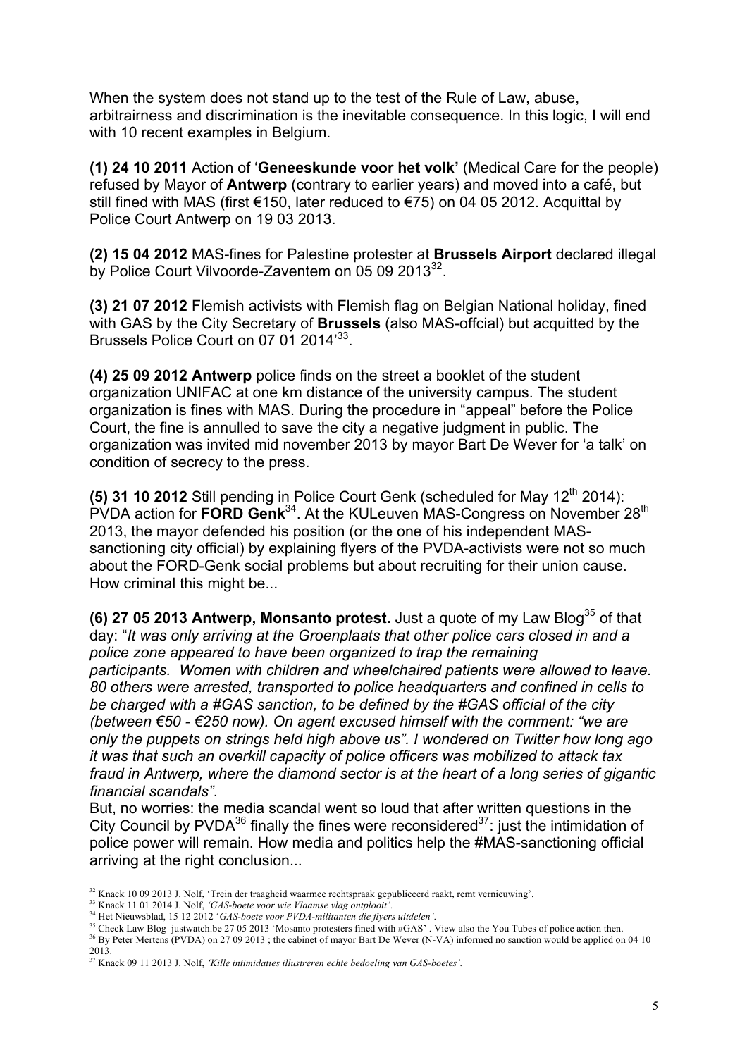When the system does not stand up to the test of the Rule of Law, abuse, arbitrairness and discrimination is the inevitable consequence. In this logic, I will end with 10 recent examples in Belgium.

**(1) 24 10 2011** Action of '**Geneeskunde voor het volk'** (Medical Care for the people) refused by Mayor of **Antwerp** (contrary to earlier years) and moved into a café, but still fined with MAS (first €150, later reduced to €75) on 04 05 2012. Acquittal by Police Court Antwerp on 19 03 2013.

**(2) 15 04 2012** MAS-fines for Palestine protester at **Brussels Airport** declared illegal by Police Court Vilvoorde-Zaventem on 05 09 2013[32].

**(3) 21 07 2012** Flemish activists with Flemish flag on Belgian National holiday, fined with GAS by the City Secretary of **Brussels** (also MAS-offcial) but acquitted by the Brussels Police Court on 07 01 2014'[33].

**(4) 25 09 2012 Antwerp** police finds on the street a booklet of the student organization UNIFAC at one km distance of the university campus. The student organization is fines with MAS. During the procedure in "appeal" before the Police Court, the fine is annulled to save the city a negative judgment in public. The organization was invited mid november 2013 by mayor Bart De Wever for 'a talk' on condition of secrecy to the press.

**(5) 31 10 2012** Still pending in Police Court Genk (scheduled for May 12th 2014): PVDA action for **FORD Genk**[34]. At the KULeuven MAS-Congress on November 28th 2013, the mayor defended his position (or the one of his independent MAS-sanctioning city official) by explaining flyers of the PVDA-activists were not so much about the FORD-Genk social problems but about recruiting for their union cause. How criminal this might be...

**(6) 27 05 2013 Antwerp, Monsanto protest.** Just a quote of my Law Blog[35] of that day: "*It was only arriving at the Groenplaats that other police cars closed in and a police zone appeared to have been organized to trap the remaining participants. Women with children and wheelchaired patients were allowed to leave. 80 others were arrested, transported to police headquarters and confined in cells to be charged with a #GAS sanction, to be defined by the #GAS official of the city (between €50 - €250 now). On agent excused himself with the comment: "we are only the puppets on strings held high above us". I wondered on Twitter how long ago it was that such an overkill capacity of police officers was mobilized to attack tax fraud in Antwerp, where the diamond sector is at the heart of a long series of gigantic financial scandals"*.

But, no worries: the media scandal went so loud that after written questions in the City Council by PVDA[36] finally the fines were reconsidered[37]: just the intimidation of police power will remain. How media and politics help the #MAS-sanctioning official arriving at the right conclusion...

---

[32] Knack 10 09 2013 J. Nolf, 'Trein der traagheid waarmee rechtspraak gepubliceerd raakt, remt vernieuwing'.

[33] Knack 11 01 2014 J. Nolf, *'GAS-boete voor wie Vlaamse vlag ontplooit'*.

[34] Het Nieuwsblad, 15 12 2012 '*GAS-boete voor PVDA-militanten die flyers uitdelen'*.

[35] Check Law Blog justwatch.be 27 05 2013 'Mosanto protesters fined with #GAS' . View also the You Tubes of police action then.

[36] By Peter Mertens (PVDA) on 27 09 2013 ; the cabinet of mayor Bart De Wever (N-VA) informed no sanction would be applied on 04 10 2013.

[37] Knack 09 11 2013 J. Nolf, *'Kille intimidaties illustreren echte bedoeling van GAS-boetes'.*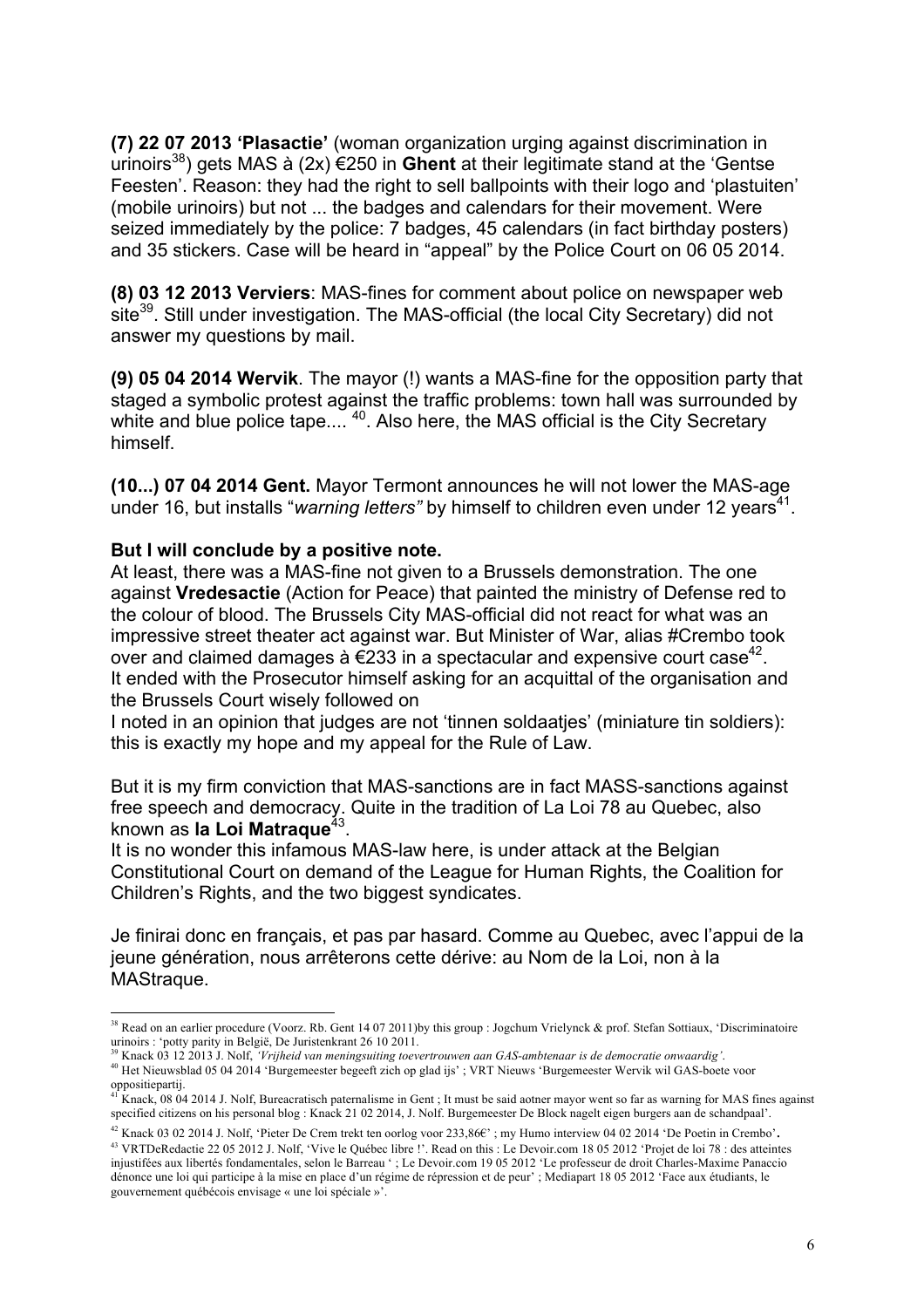**(7) 22 07 2013 'Plasactie'** (woman organization urging against discrimination in urinoirs[38]) gets MAS à (2x) €250 in **Ghent** at their legitimate stand at the 'Gentse Feesten'. Reason: they had the right to sell ballpoints with their logo and 'plastuiten' (mobile urinoirs) but not ... the badges and calendars for their movement. Were seized immediately by the police: 7 badges, 45 calendars (in fact birthday posters) and 35 stickers. Case will be heard in "appeal" by the Police Court on 06 05 2014.

**(8) 03 12 2013 Verviers**: MAS-fines for comment about police on newspaper web site[39]. Still under investigation. The MAS-official (the local City Secretary) did not answer my questions by mail.

**(9) 05 04 2014 Wervik**. The mayor (!) wants a MAS-fine for the opposition party that staged a symbolic protest against the traffic problems: town hall was surrounded by white and blue police tape.... [40]. Also here, the MAS official is the City Secretary himself.

**(10...) 07 04 2014 Gent.** Mayor Termont announces he will not lower the MAS-age under 16, but installs "*warning letters"* by himself to children even under 12 years[41].

**But I will conclude by a positive note.**

At least, there was a MAS-fine not given to a Brussels demonstration. The one against **Vredesactie** (Action for Peace) that painted the ministry of Defense red to the colour of blood. The Brussels City MAS-official did not react for what was an impressive street theater act against war. But Minister of War, alias #Crembo took over and claimed damages à €233 in a spectacular and expensive court case[42]. It ended with the Prosecutor himself asking for an acquittal of the organisation and the Brussels Court wisely followed on

I noted in an opinion that judges are not 'tinnen soldaatjes' (miniature tin soldiers): this is exactly my hope and my appeal for the Rule of Law.

But it is my firm conviction that MAS-sanctions are in fact MASS-sanctions against free speech and democracy. Quite in the tradition of La Loi 78 au Quebec, also known as **la Loi Matraque**[43].

It is no wonder this infamous MAS-law here, is under attack at the Belgian Constitutional Court on demand of the League for Human Rights, the Coalition for Children's Rights, and the two biggest syndicates.

Je finirai donc en français, et pas par hasard. Comme au Quebec, avec l'appui de la jeune génération, nous arrêterons cette dérive: au Nom de la Loi, non à la MAStraque.

---

[38] Read on an earlier procedure (Voorz. Rb. Gent 14 07 2011)by this group : Jogchum Vrielynck & prof. Stefan Sottiaux, 'Discriminatoire urinoirs : 'potty parity in België, De Juristenkrant 26 10 2011.

[39] Knack 03 12 2013 J. Nolf, *'Vrijheid van meningsuiting toevertrouwen aan GAS-ambtenaar is de democratie onwaardig'.*

[40] Het Nieuwsblad 05 04 2014 'Burgemeester begeeft zich op glad ijs' ; VRT Nieuws 'Burgemeester Wervik wil GAS-boete voor oppositiepartij.

[41] Knack, 08 04 2014 J. Nolf, Bureacratisch paternalisme in Gent ; It must be said aotner mayor went so far as warning for MAS fines against specified citizens on his personal blog : Knack 21 02 2014, J. Nolf. Burgemeester De Block nagelt eigen burgers aan de schandpaal'.

[42] Knack 03 02 2014 J. Nolf, 'Pieter De Crem trekt ten oorlog voor 233,86€' ; my Humo interview 04 02 2014 'De Poetin in Crembo'.

[43] VRTDeRedactie 22 05 2012 J. Nolf, 'Vive le Québec libre !'. Read on this : Le Devoir.com 18 05 2012 'Projet de loi 78 : des atteintes injustifées aux libertés fondamentales, selon le Barreau ' ; Le Devoir.com 19 05 2012 'Le professeur de droit Charles-Maxime Panaccio dénonce une loi qui participe à la mise en place d'un régime de répression et de peur' ; Mediapart 18 05 2012 'Face aux étudiants, le gouvernement québécois envisage « une loi spéciale »'.